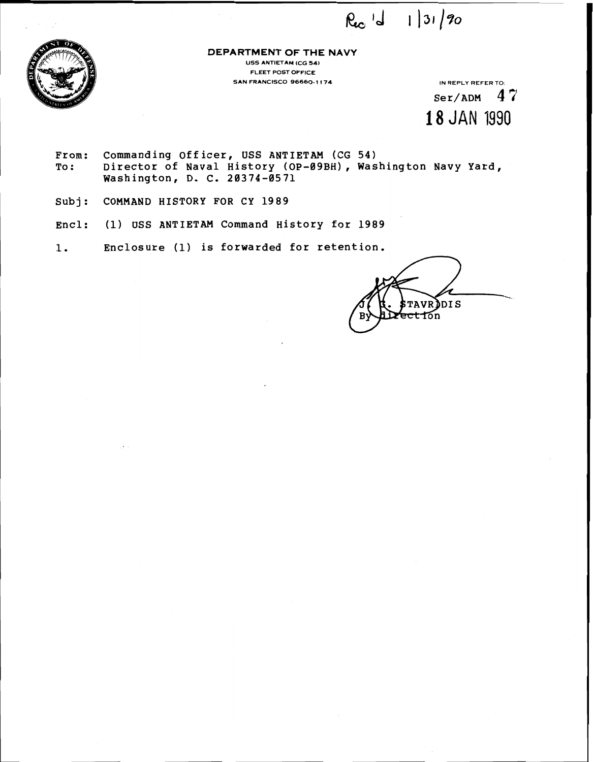Rec'd 1/31/90

**DEPARTMENT OF THE NAVY**
USS ANTIETAM (CG 54)
FLEET POST OFFICE
SAN FRANCISCO 96660-1174

IN REPLY REFER TO:
Ser/ADM 47
18 JAN 1990

From: Commanding Officer, USS ANTIETAM (CG 54)
To: Director of Naval History (OP-09BH), Washington Navy Yard, Washington, D. C. 20374-0571

Subj: COMMAND HISTORY FOR CY 1989

Encl: (1) USS ANTIETAM Command History for 1989

1. Enclosure (1) is forwarded for retention.

J. G. STAVRIDIS
By direction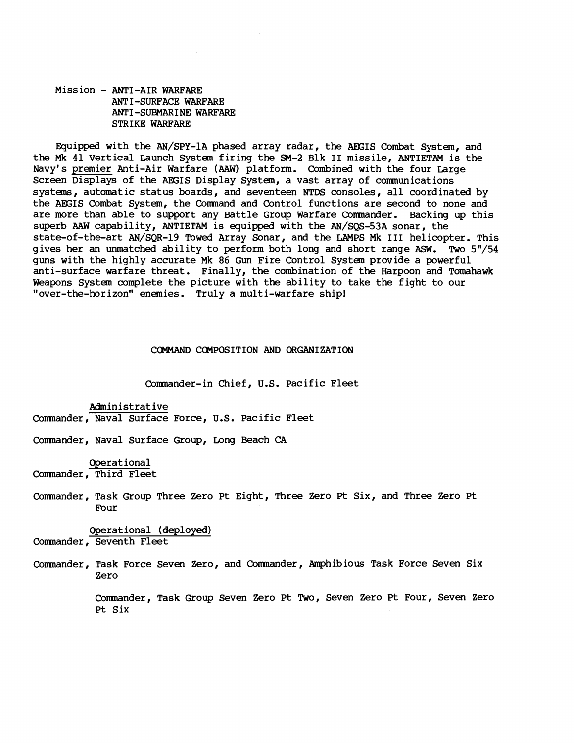Mission - ANTI-AIR WARFARE
ANTI-SURFACE WARFARE
ANTI-SUBMARINE WARFARE
STRIKE WARFARE

Equipped with the AN/SPY-1A phased array radar, the AEGIS Combat System, and the Mk 41 Vertical Launch System firing the SM-2 Blk II missile, ANTIETAM is the Navy's premier Anti-Air Warfare (AAW) platform. Combined with the four Large Screen Displays of the AEGIS Display System, a vast array of communications systems, automatic status boards, and seventeen NTDS consoles, all coordinated by the AEGIS Combat System, the Command and Control functions are second to none and are more than able to support any Battle Group Warfare Commander. Backing up this superb AAW capability, ANTIETAM is equipped with the AN/SQS-53A sonar, the state-of-the-art AN/SQR-19 Towed Array Sonar, and the LAMPS Mk III helicopter. This gives her an unmatched ability to perform both long and short range ASW. Two 5"/54 guns with the highly accurate Mk 86 Gun Fire Control System provide a powerful anti-surface warfare threat. Finally, the combination of the Harpoon and Tomahawk Weapons System complete the picture with the ability to take the fight to our "over-the-horizon" enemies. Truly a multi-warfare ship!

## COMMAND COMPOSITION AND ORGANIZATION

Commander-in Chief, U.S. Pacific Fleet

Administrative

Commander, Naval Surface Force, U.S. Pacific Fleet

Commander, Naval Surface Group, Long Beach CA

Operational

Commander, Third Fleet

Commander, Task Group Three Zero Pt Eight, Three Zero Pt Six, and Three Zero Pt Four

Operational (deployed)

Commander, Seventh Fleet

Commander, Task Force Seven Zero, and Commander, Amphibious Task Force Seven Six Zero

Commander, Task Group Seven Zero Pt Two, Seven Zero Pt Four, Seven Zero Pt Six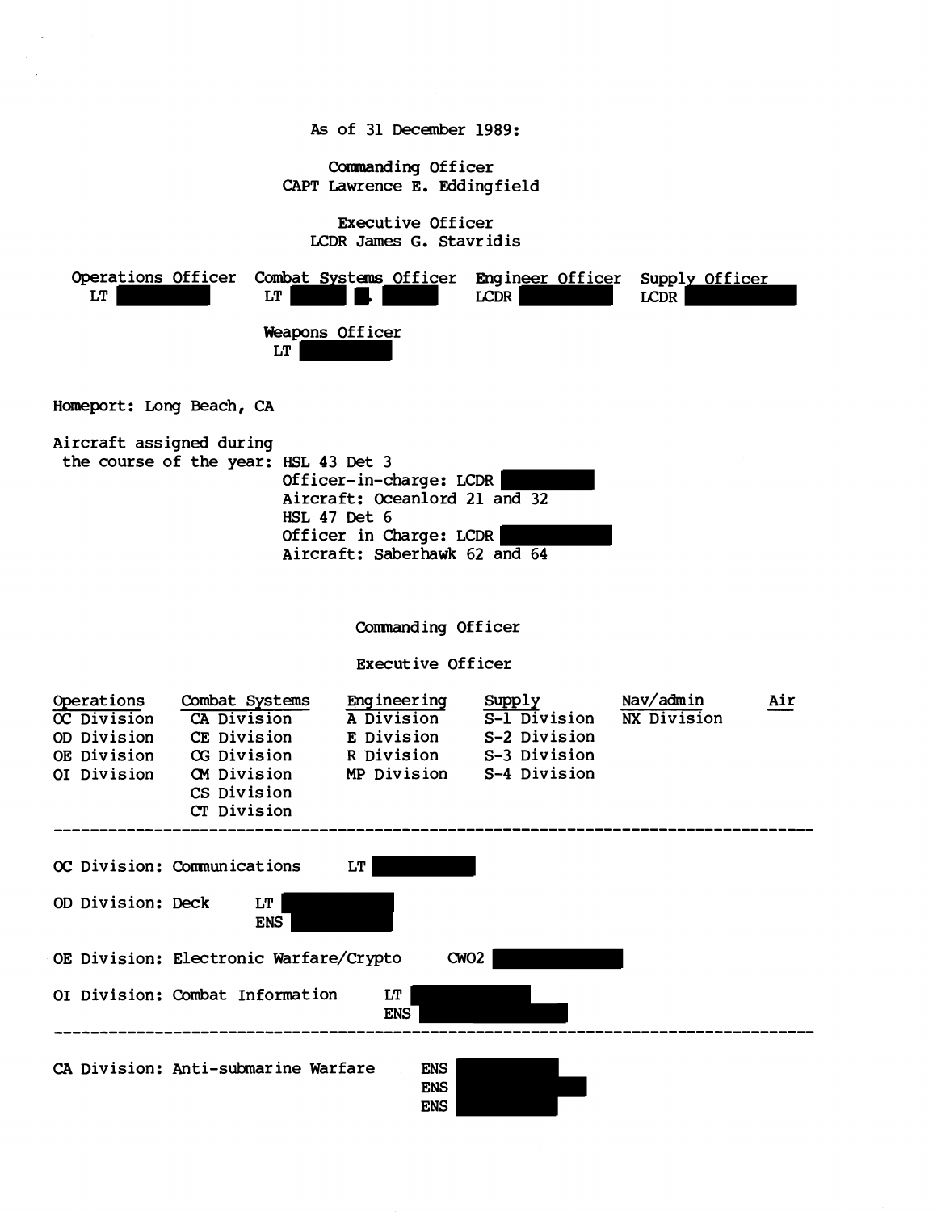As of 31 December 1989:

Commanding Officer
CAPT Lawrence E. Eddingfield

Executive Officer
LCDR James G. Stavridis

| Operations Officer | Combat Systems Officer | Engineer Officer | Supply Officer |
|---|---|---|---|
| LT [REDACTED] | LT [REDACTED] [REDACTED]. [REDACTED] | LCDR [REDACTED] | LCDR [REDACTED] |

Weapons Officer
LT [REDACTED]

Homeport: Long Beach, CA

Aircraft assigned during the course of the year:
HSL 43 Det 3
Officer-in-charge: LCDR [REDACTED]
Aircraft: Oceanlord 21 and 32
HSL 47 Det 6
Officer in Charge: LCDR [REDACTED]
Aircraft: Saberhawk 62 and 64

Commanding Officer

Executive Officer

| Operations | Combat Systems | Engineering | Supply | Nav/admin | Air |
|---|---|---|---|---|---|
| OC Division | CA Division | A Division | S-1 Division | NX Division | |
| OD Division | CE Division | E Division | S-2 Division | | |
| OE Division | CG Division | R Division | S-3 Division | | |
| OI Division | CM Division | MP Division | S-4 Division | | |
| | CS Division | | | | |
| | CT Division | | | | |

---

OC Division: Communications LT [REDACTED]

OD Division: Deck LT [REDACTED]
ENS [REDACTED]

OE Division: Electronic Warfare/Crypto CWO2 [REDACTED]

OI Division: Combat Information LT [REDACTED]
ENS [REDACTED]

---

CA Division: Anti-submarine Warfare ENS [REDACTED]
ENS [REDACTED]
ENS [REDACTED]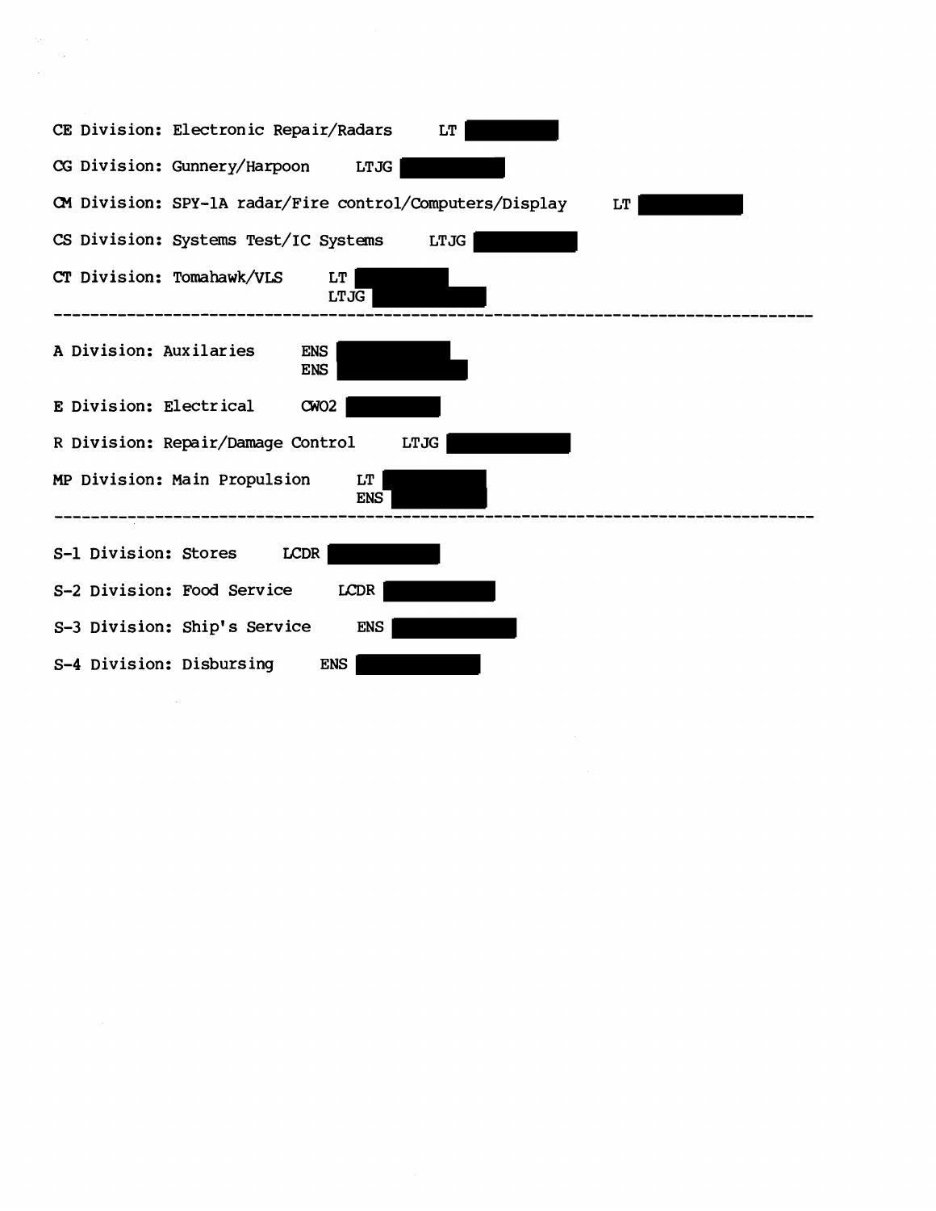CE Division: Electronic Repair/Radars LT [REDACTED]

CG Division: Gunnery/Harpoon LTJG [REDACTED]

CM Division: SPY-1A radar/Fire control/Computers/Display LT [REDACTED]

CS Division: Systems Test/IC Systems LTJG [REDACTED]

CT Division: Tomahawk/VLS LT [REDACTED]
LTJG [REDACTED]

---

A Division: Auxilaries ENS [REDACTED]
ENS [REDACTED]

E Division: Electrical CWO2 [REDACTED]

R Division: Repair/Damage Control LTJG [REDACTED]

MP Division: Main Propulsion LT [REDACTED]
ENS [REDACTED]

---

S-1 Division: Stores LCDR [REDACTED]

S-2 Division: Food Service LCDR [REDACTED]

S-3 Division: Ship's Service ENS [REDACTED]

S-4 Division: Disbursing ENS [REDACTED]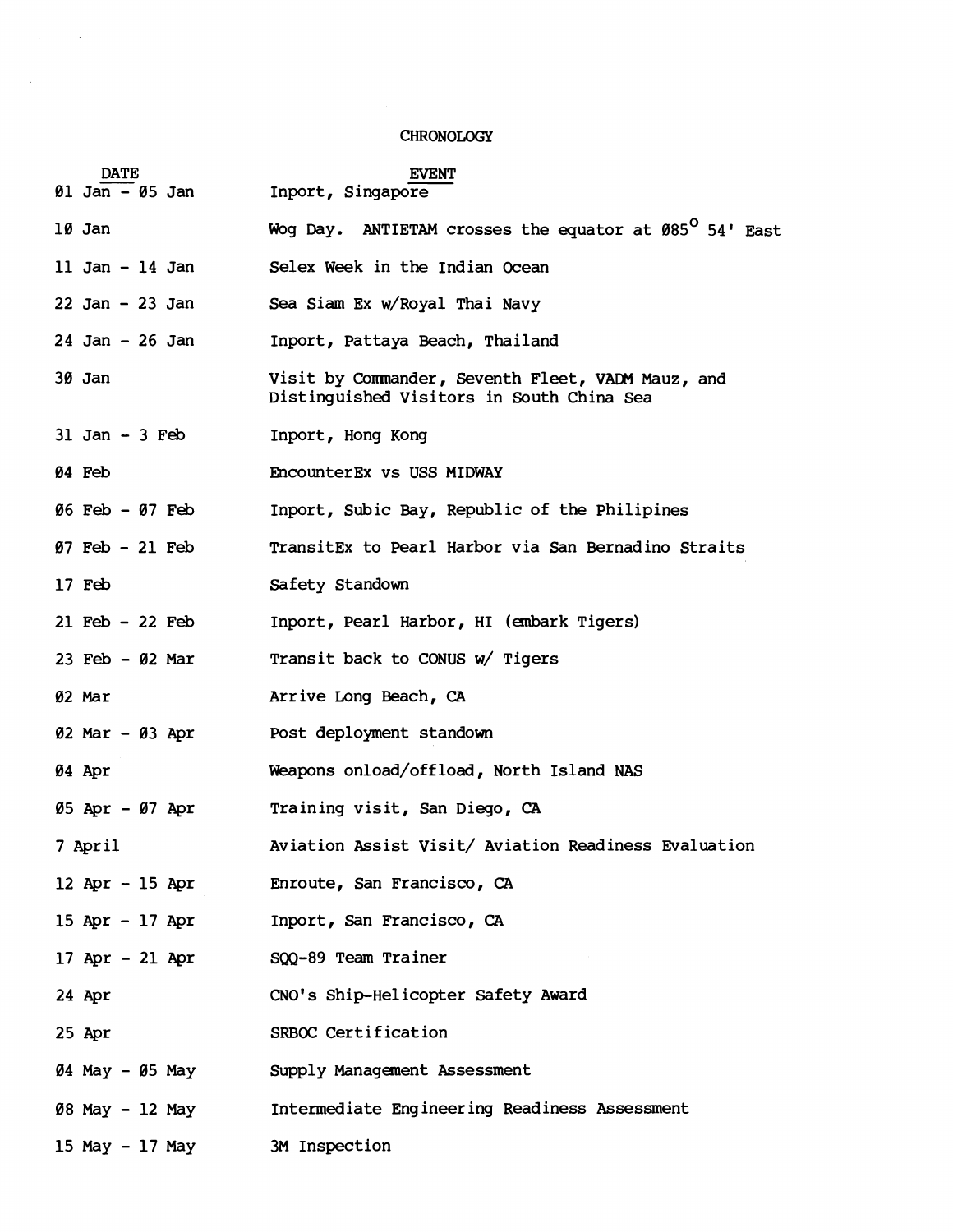# CHRONOLOGY

| DATE | EVENT |
|---|---|
| 01 Jan - 05 Jan | Inport, Singapore |
| 10 Jan | Wog Day. ANTIETAM crosses the equator at 085° 54' East |
| 11 Jan - 14 Jan | Selex Week in the Indian Ocean |
| 22 Jan - 23 Jan | Sea Siam Ex w/Royal Thai Navy |
| 24 Jan - 26 Jan | Inport, Pattaya Beach, Thailand |
| 30 Jan | Visit by Commander, Seventh Fleet, VADM Mauz, and Distinguished Visitors in South China Sea |
| 31 Jan - 3 Feb | Inport, Hong Kong |
| 04 Feb | EncounterEx vs USS MIDWAY |
| 06 Feb - 07 Feb | Inport, Subic Bay, Republic of the Philipines |
| 07 Feb - 21 Feb | TransitEx to Pearl Harbor via San Bernadino Straits |
| 17 Feb | Safety Standown |
| 21 Feb - 22 Feb | Inport, Pearl Harbor, HI (embark Tigers) |
| 23 Feb - 02 Mar | Transit back to CONUS w/ Tigers |
| 02 Mar | Arrive Long Beach, CA |
| 02 Mar - 03 Apr | Post deployment standown |
| 04 Apr | Weapons onload/offload, North Island NAS |
| 05 Apr - 07 Apr | Training visit, San Diego, CA |
| 7 April | Aviation Assist Visit/ Aviation Readiness Evaluation |
| 12 Apr - 15 Apr | Enroute, San Francisco, CA |
| 15 Apr - 17 Apr | Inport, San Francisco, CA |
| 17 Apr - 21 Apr | SQQ-89 Team Trainer |
| 24 Apr | CNO's Ship-Helicopter Safety Award |
| 25 Apr | SRBOC Certification |
| 04 May - 05 May | Supply Management Assessment |
| 08 May - 12 May | Intermediate Engineering Readiness Assessment |
| 15 May - 17 May | 3M Inspection |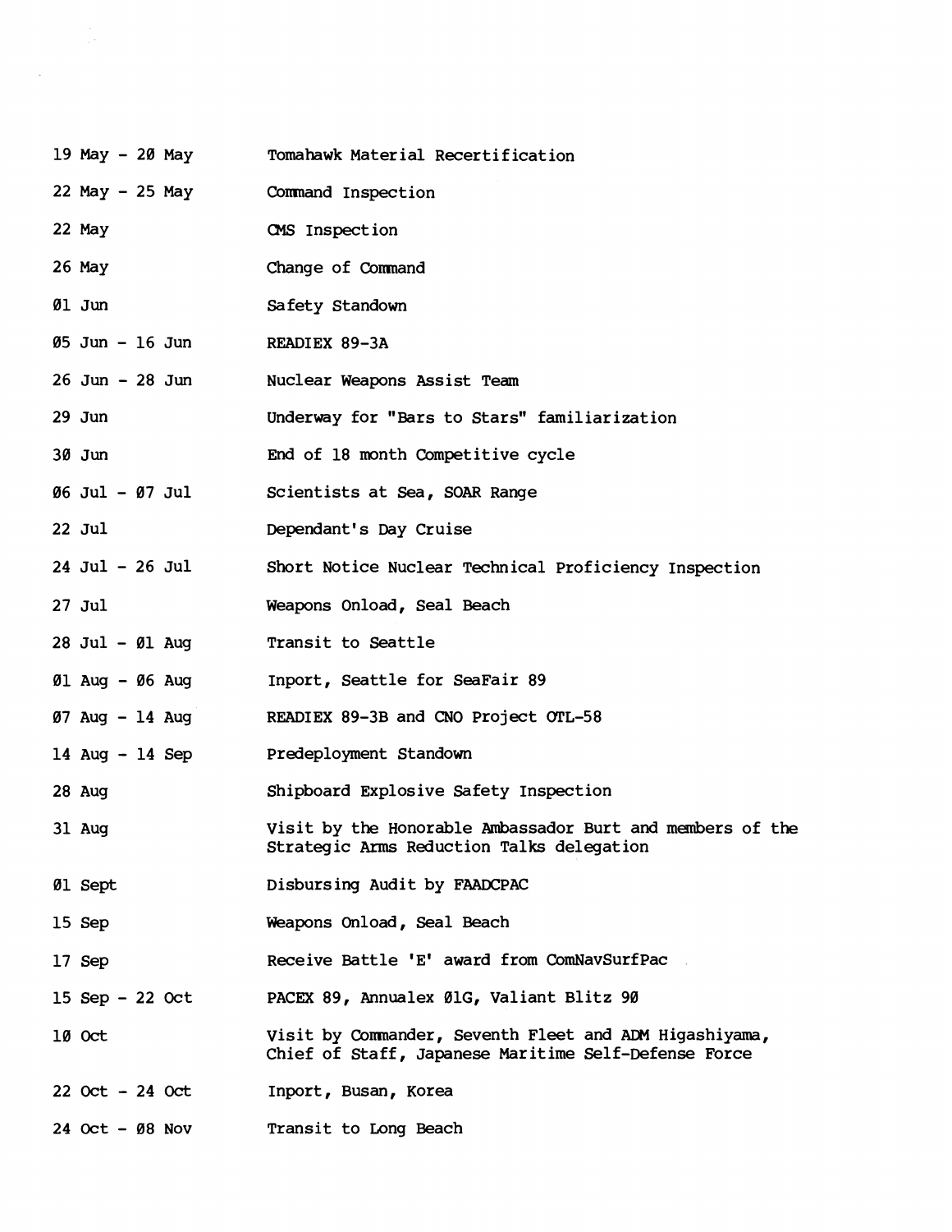| | |
|---|---|
| 19 May - 20 May | Tomahawk Material Recertification |
| 22 May - 25 May | Command Inspection |
| 22 May | CMS Inspection |
| 26 May | Change of Command |
| 01 Jun | Safety Standown |
| 05 Jun - 16 Jun | READIEX 89-3A |
| 26 Jun - 28 Jun | Nuclear Weapons Assist Team |
| 29 Jun | Underway for "Bars to Stars" familiarization |
| 30 Jun | End of 18 month Competitive cycle |
| 06 Jul - 07 Jul | Scientists at Sea, SOAR Range |
| 22 Jul | Dependant's Day Cruise |
| 24 Jul - 26 Jul | Short Notice Nuclear Technical Proficiency Inspection |
| 27 Jul | Weapons Onload, Seal Beach |
| 28 Jul - 01 Aug | Transit to Seattle |
| 01 Aug - 06 Aug | Inport, Seattle for SeaFair 89 |
| 07 Aug - 14 Aug | READIEX 89-3B and CNO Project OTL-58 |
| 14 Aug - 14 Sep | Predeployment Standown |
| 28 Aug | Shipboard Explosive Safety Inspection |
| 31 Aug | Visit by the Honorable Ambassador Burt and members of the Strategic Arms Reduction Talks delegation |
| 01 Sept | Disbursing Audit by FAADCPAC |
| 15 Sep | Weapons Onload, Seal Beach |
| 17 Sep | Receive Battle 'E' award from ComNavSurfPac |
| 15 Sep - 22 Oct | PACEX 89, Annualex 01G, Valiant Blitz 90 |
| 10 Oct | Visit by Commander, Seventh Fleet and ADM Higashiyama, Chief of Staff, Japanese Maritime Self-Defense Force |
| 22 Oct - 24 Oct | Inport, Busan, Korea |
| 24 Oct - 08 Nov | Transit to Long Beach |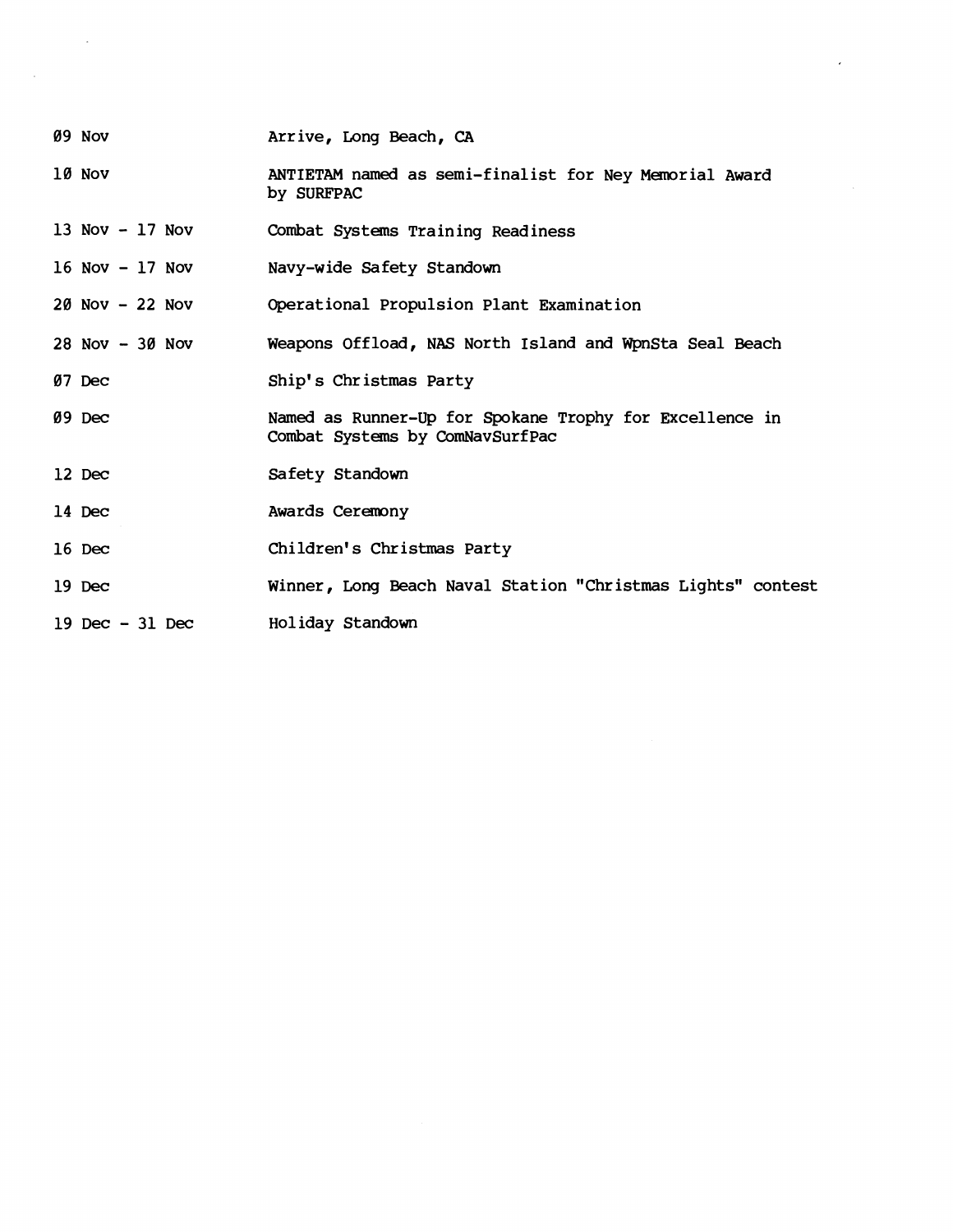| | |
|---|---|
| 09 Nov | Arrive, Long Beach, CA |
| 10 Nov | ANTIETAM named as semi-finalist for Ney Memorial Award by SURFPAC |
| 13 Nov - 17 Nov | Combat Systems Training Readiness |
| 16 Nov - 17 Nov | Navy-wide Safety Standown |
| 20 Nov - 22 Nov | Operational Propulsion Plant Examination |
| 28 Nov - 30 Nov | Weapons Offload, NAS North Island and WpnSta Seal Beach |
| 07 Dec | Ship's Christmas Party |
| 09 Dec | Named as Runner-Up for Spokane Trophy for Excellence in Combat Systems by ComNavSurfPac |
| 12 Dec | Safety Standown |
| 14 Dec | Awards Ceremony |
| 16 Dec | Children's Christmas Party |
| 19 Dec | Winner, Long Beach Naval Station "Christmas Lights" contest |
| 19 Dec - 31 Dec | Holiday Standown |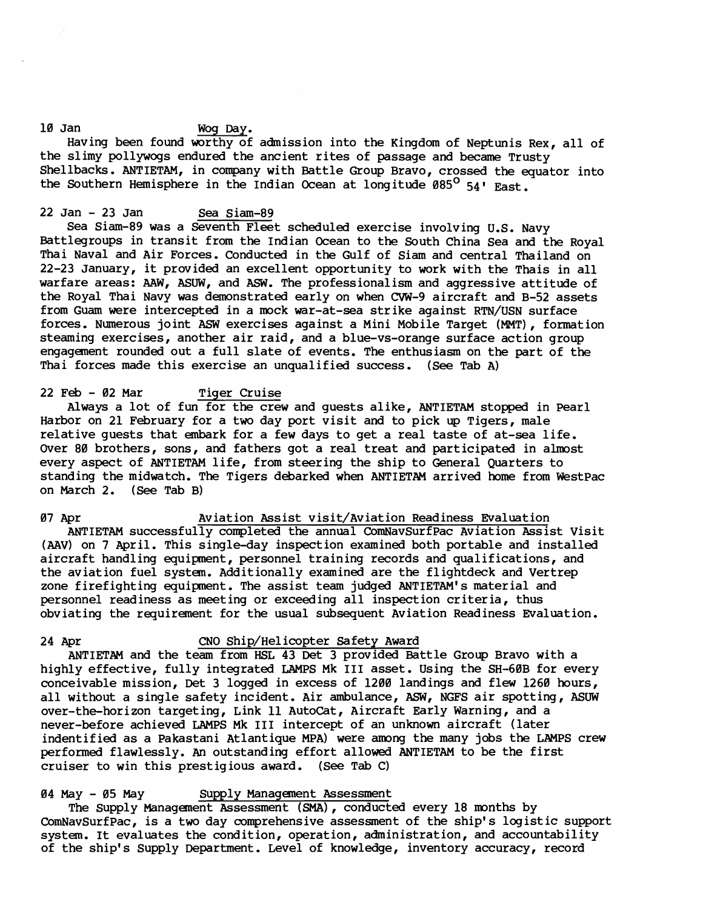10 Jan Wog Day.

Having been found worthy of admission into the Kingdom of Neptunis Rex, all of the slimy pollywogs endured the ancient rites of passage and became Trusty Shellbacks. ANTIETAM, in company with Battle Group Bravo, crossed the equator into the Southern Hemisphere in the Indian Ocean at longitude 085° 54' East.

22 Jan - 23 Jan Sea Siam-89

Sea Siam-89 was a Seventh Fleet scheduled exercise involving U.S. Navy Battlegroups in transit from the Indian Ocean to the South China Sea and the Royal Thai Naval and Air Forces. Conducted in the Gulf of Siam and central Thailand on 22-23 January, it provided an excellent opportunity to work with the Thais in all warfare areas: AAW, ASUW, and ASW. The professionalism and aggressive attitude of the Royal Thai Navy was demonstrated early on when CVW-9 aircraft and B-52 assets from Guam were intercepted in a mock war-at-sea strike against RTN/USN surface forces. Numerous joint ASW exercises against a Mini Mobile Target (MMT), formation steaming exercises, another air raid, and a blue-vs-orange surface action group engagement rounded out a full slate of events. The enthusiasm on the part of the Thai forces made this exercise an unqualified success. (See Tab A)

22 Feb - 02 Mar Tiger Cruise

Always a lot of fun for the crew and guests alike, ANTIETAM stopped in Pearl Harbor on 21 February for a two day port visit and to pick up Tigers, male relative guests that embark for a few days to get a real taste of at-sea life. Over 80 brothers, sons, and fathers got a real treat and participated in almost every aspect of ANTIETAM life, from steering the ship to General Quarters to standing the midwatch. The Tigers debarked when ANTIETAM arrived home from WestPac on March 2. (See Tab B)

07 Apr Aviation Assist visit/Aviation Readiness Evaluation

ANTIETAM successfully completed the annual ComNavSurfPac Aviation Assist Visit (AAV) on 7 April. This single-day inspection examined both portable and installed aircraft handling equipment, personnel training records and qualifications, and the aviation fuel system. Additionally examined are the flightdeck and Vertrep zone firefighting equipment. The assist team judged ANTIETAM's material and personnel readiness as meeting or exceeding all inspection criteria, thus obviating the requirement for the usual subsequent Aviation Readiness Evaluation.

24 Apr CNO Ship/Helicopter Safety Award

ANTIETAM and the team from HSL 43 Det 3 provided Battle Group Bravo with a highly effective, fully integrated LAMPS Mk III asset. Using the SH-60B for every conceivable mission, Det 3 logged in excess of 1200 landings and flew 1260 hours, all without a single safety incident. Air ambulance, ASW, NGFS air spotting, ASUW over-the-horizon targeting, Link 11 AutoCat, Aircraft Early Warning, and a never-before achieved LAMPS Mk III intercept of an unknown aircraft (later indentified as a Pakastani Atlantique MPA) were among the many jobs the LAMPS crew performed flawlessly. An outstanding effort allowed ANTIETAM to be the first cruiser to win this prestigious award. (See Tab C)

04 May - 05 May Supply Management Assessment

The Supply Management Assessment (SMA), conducted every 18 months by ComNavSurfPac, is a two day comprehensive assessment of the ship's logistic support system. It evaluates the condition, operation, administration, and accountability of the ship's Supply Department. Level of knowledge, inventory accuracy, record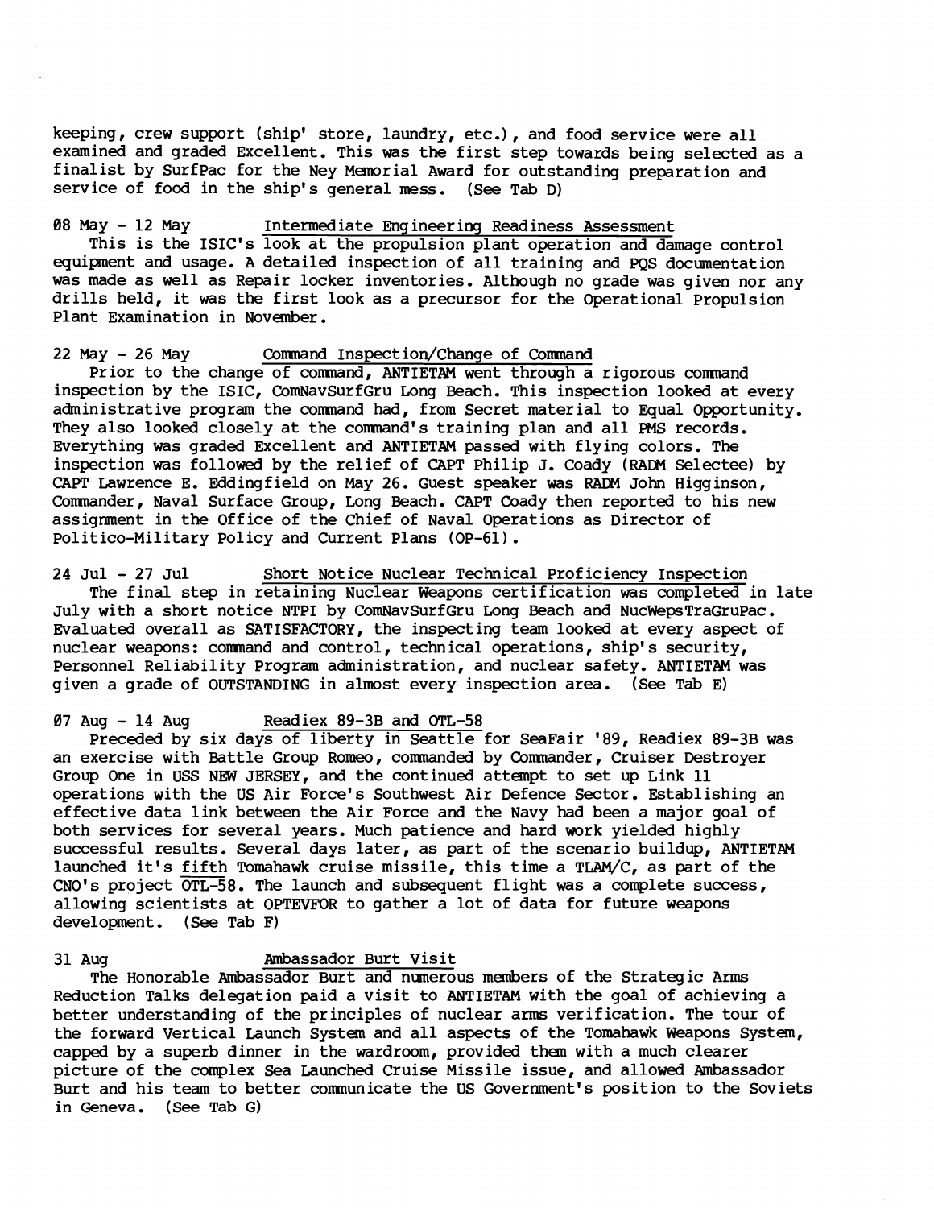keeping, crew support (ship' store, laundry, etc.), and food service were all examined and graded Excellent. This was the first step towards being selected as a finalist by SurfPac for the Ney Memorial Award for outstanding preparation and service of food in the ship's general mess. (See Tab D)

08 May - 12 May    Intermediate Engineering Readiness Assessment

This is the ISIC's look at the propulsion plant operation and damage control equipment and usage. A detailed inspection of all training and PQS documentation was made as well as Repair locker inventories. Although no grade was given nor any drills held, it was the first look as a precursor for the Operational Propulsion Plant Examination in November.

22 May - 26 May    Command Inspection/Change of Command

Prior to the change of command, ANTIETAM went through a rigorous command inspection by the ISIC, ComNavSurfGru Long Beach. This inspection looked at every administrative program the command had, from Secret material to Equal Opportunity. They also looked closely at the command's training plan and all PMS records. Everything was graded Excellent and ANTIETAM passed with flying colors. The inspection was followed by the relief of CAPT Philip J. Coady (RADM Selectee) by CAPT Lawrence E. Eddingfield on May 26. Guest speaker was RADM John Higginson, Commander, Naval Surface Group, Long Beach. CAPT Coady then reported to his new assignment in the Office of the Chief of Naval Operations as Director of Politico-Military Policy and Current Plans (OP-61).

24 Jul - 27 Jul    Short Notice Nuclear Technical Proficiency Inspection

The final step in retaining Nuclear Weapons certification was completed in late July with a short notice NTPI by ComNavSurfGru Long Beach and NucWepsTraGruPac. Evaluated overall as SATISFACTORY, the inspecting team looked at every aspect of nuclear weapons: command and control, technical operations, ship's security, Personnel Reliability Program administration, and nuclear safety. ANTIETAM was given a grade of OUTSTANDING in almost every inspection area. (See Tab E)

07 Aug - 14 Aug    Readiex 89-3B and OTL-58

Preceded by six days of liberty in Seattle for SeaFair '89, Readiex 89-3B was an exercise with Battle Group Romeo, commanded by Commander, Cruiser Destroyer Group One in USS NEW JERSEY, and the continued attempt to set up Link 11 operations with the US Air Force's Southwest Air Defence Sector. Establishing an effective data link between the Air Force and the Navy had been a major goal of both services for several years. Much patience and hard work yielded highly successful results. Several days later, as part of the scenario buildup, ANTIETAM launched it's fifth Tomahawk cruise missile, this time a TLAM/C, as part of the CNO's project OTL-58. The launch and subsequent flight was a complete success, allowing scientists at OPTEVFOR to gather a lot of data for future weapons development. (See Tab F)

31 Aug    Ambassador Burt Visit

The Honorable Ambassador Burt and numerous members of the Strategic Arms Reduction Talks delegation paid a visit to ANTIETAM with the goal of achieving a better understanding of the principles of nuclear arms verification. The tour of the forward Vertical Launch System and all aspects of the Tomahawk Weapons System, capped by a superb dinner in the wardroom, provided them with a much clearer picture of the complex Sea Launched Cruise Missile issue, and allowed Ambassador Burt and his team to better communicate the US Government's position to the Soviets in Geneva. (See Tab G)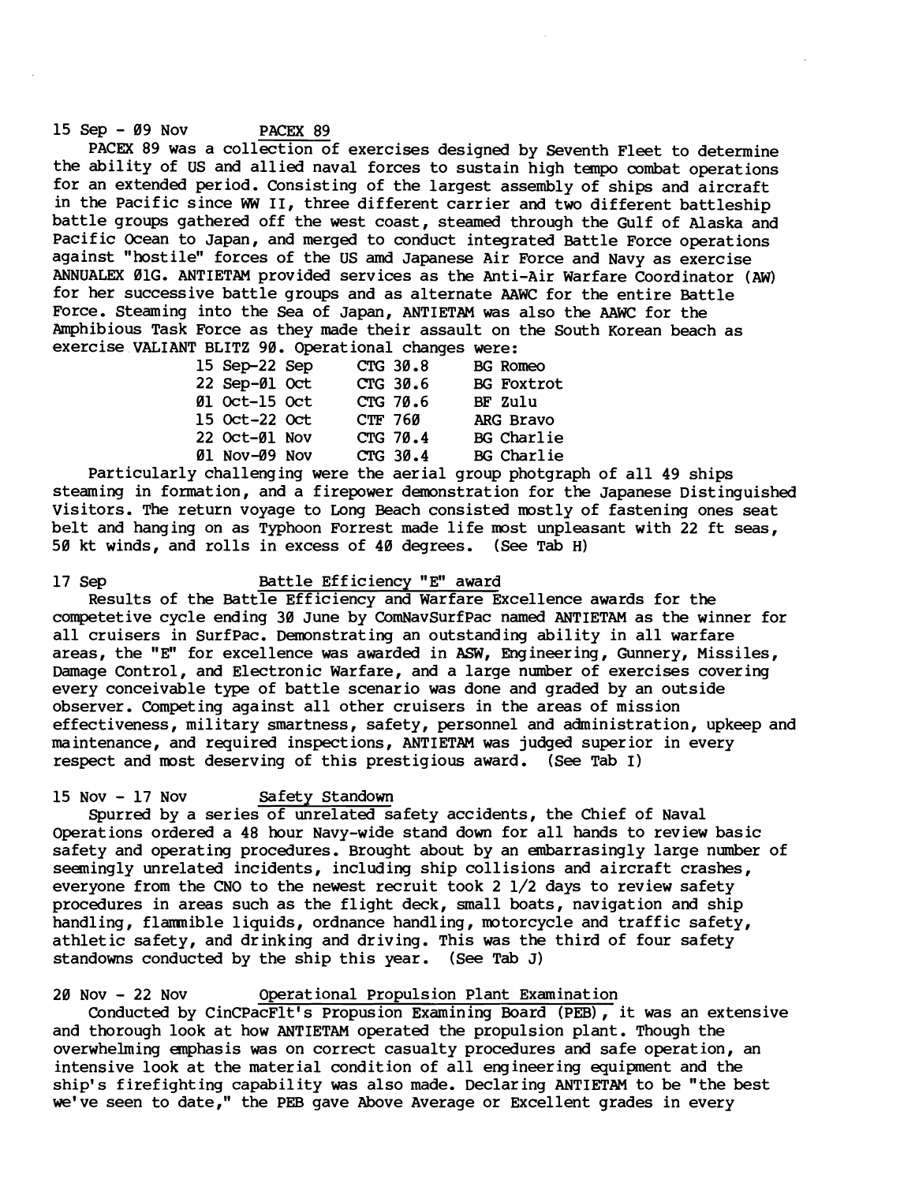15 Sep - 09 Nov **PACEX 89**

PACEX 89 was a collection of exercises designed by Seventh Fleet to determine the ability of US and allied naval forces to sustain high tempo combat operations for an extended period. Consisting of the largest assembly of ships and aircraft in the Pacific since WW II, three different carrier and two different battleship battle groups gathered off the west coast, steamed through the Gulf of Alaska and Pacific Ocean to Japan, and merged to conduct integrated Battle Force operations against "hostile" forces of the US amd Japanese Air Force and Navy as exercise ANNUALEX 01G. ANTIETAM provided services as the Anti-Air Warfare Coordinator (AW) for her successive battle groups and as alternate AAWC for the entire Battle Force. Steaming into the Sea of Japan, ANTIETAM was also the AAWC for the Amphibious Task Force as they made their assault on the South Korean beach as exercise VALIANT BLITZ 90. Operational changes were:

| | | |
|---|---|---|
| 15 Sep-22 Sep | CTG 30.8 | BG Romeo |
| 22 Sep-01 Oct | CTG 30.6 | BG Foxtrot |
| 01 Oct-15 Oct | CTG 70.6 | BF Zulu |
| 15 Oct-22 Oct | CTF 760 | ARG Bravo |
| 22 Oct-01 Nov | CTG 70.4 | BG Charlie |
| 01 Nov-09 Nov | CTG 30.4 | BG Charlie |

Particularly challenging were the aerial group photgraph of all 49 ships steaming in formation, and a firepower demonstration for the Japanese Distinguished Visitors. The return voyage to Long Beach consisted mostly of fastening ones seat belt and hanging on as Typhoon Forrest made life most unpleasant with 22 ft seas, 50 kt winds, and rolls in excess of 40 degrees. (See Tab H)

17 Sep **Battle Efficiency "E" award**

Results of the Battle Efficiency and Warfare Excellence awards for the competetive cycle ending 30 June by ComNavSurfPac named ANTIETAM as the winner for all cruisers in SurfPac. Demonstrating an outstanding ability in all warfare areas, the "E" for excellence was awarded in ASW, Engineering, Gunnery, Missiles, Damage Control, and Electronic Warfare, and a large number of exercises covering every conceivable type of battle scenario was done and graded by an outside observer. Competing against all other cruisers in the areas of mission effectiveness, military smartness, safety, personnel and administration, upkeep and maintenance, and required inspections, ANTIETAM was judged superior in every respect and most deserving of this prestigious award. (See Tab I)

15 Nov - 17 Nov **Safety Standown**

Spurred by a series of unrelated safety accidents, the Chief of Naval Operations ordered a 48 hour Navy-wide stand down for all hands to review basic safety and operating procedures. Brought about by an embarrasingly large number of seemingly unrelated incidents, including ship collisions and aircraft crashes, everyone from the CNO to the newest recruit took 2 1/2 days to review safety procedures in areas such as the flight deck, small boats, navigation and ship handling, flammible liquids, ordnance handling, motorcycle and traffic safety, athletic safety, and drinking and driving. This was the third of four safety standowns conducted by the ship this year. (See Tab J)

20 Nov - 22 Nov **Operational Propulsion Plant Examination**

Conducted by CinCPacFlt's Propusion Examining Board (PEB), it was an extensive and thorough look at how ANTIETAM operated the propulsion plant. Though the overwhelming emphasis was on correct casualty procedures and safe operation, an intensive look at the material condition of all engineering equipment and the ship's firefighting capability was also made. Declaring ANTIETAM to be "the best we've seen to date," the PEB gave Above Average or Excellent grades in every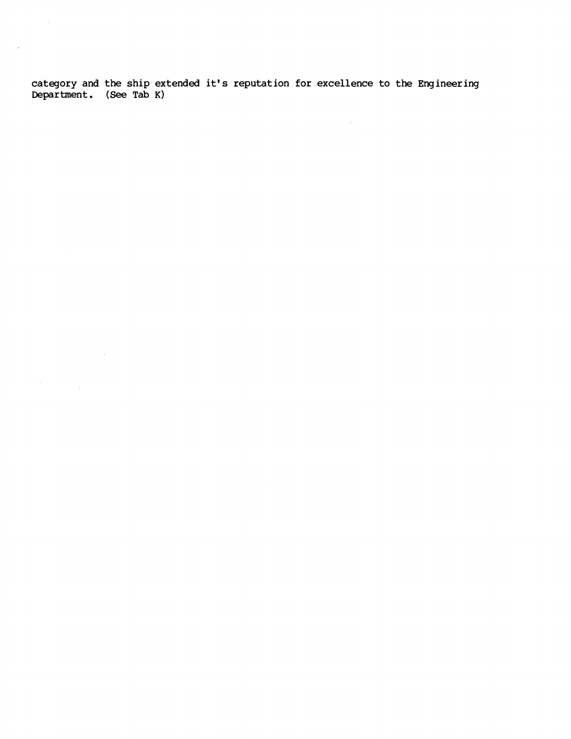category and the ship extended it's reputation for excellence to the Engineering Department. (See Tab K)